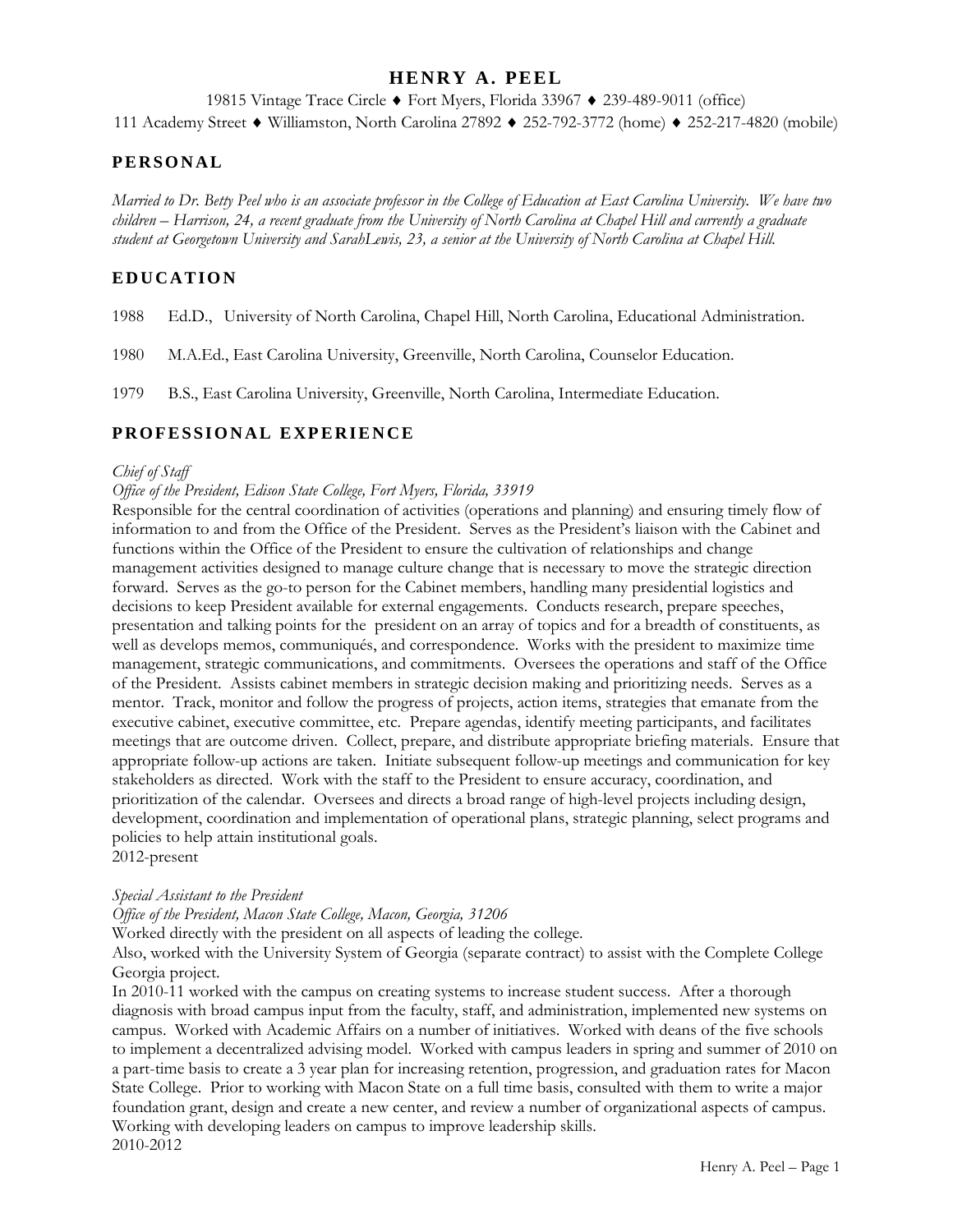# HENRY A. PEEL

19815 Vintage Trace Circle ♦ Fort Myers, Florida 33967 ♦ 239-489-9011 (office)
111 Academy Street ♦ Williamston, North Carolina 27892 ♦ 252-792-3772 (home) ♦ 252-217-4820 (mobile)

## PERSONAL

*Married to Dr. Betty Peel who is an associate professor in the College of Education at East Carolina University. We have two children – Harrison, 24, a recent graduate from the University of North Carolina at Chapel Hill and currently a graduate student at Georgetown University and SarahLewis, 23, a senior at the University of North Carolina at Chapel Hill.*

## EDUCATION

1988 Ed.D., University of North Carolina, Chapel Hill, North Carolina, Educational Administration.

1980 M.A.Ed., East Carolina University, Greenville, North Carolina, Counselor Education.

1979 B.S., East Carolina University, Greenville, North Carolina, Intermediate Education.

## PROFESSIONAL EXPERIENCE

*Chief of Staff*
*Office of the President, Edison State College, Fort Myers, Florida, 33919*
Responsible for the central coordination of activities (operations and planning) and ensuring timely flow of information to and from the Office of the President. Serves as the President's liaison with the Cabinet and functions within the Office of the President to ensure the cultivation of relationships and change management activities designed to manage culture change that is necessary to move the strategic direction forward. Serves as the go-to person for the Cabinet members, handling many presidential logistics and decisions to keep President available for external engagements. Conducts research, prepare speeches, presentation and talking points for the president on an array of topics and for a breadth of constituents, as well as develops memos, communiqués, and correspondence. Works with the president to maximize time management, strategic communications, and commitments. Oversees the operations and staff of the Office of the President. Assists cabinet members in strategic decision making and prioritizing needs. Serves as a mentor. Track, monitor and follow the progress of projects, action items, strategies that emanate from the executive cabinet, executive committee, etc. Prepare agendas, identify meeting participants, and facilitates meetings that are outcome driven. Collect, prepare, and distribute appropriate briefing materials. Ensure that appropriate follow-up actions are taken. Initiate subsequent follow-up meetings and communication for key stakeholders as directed. Work with the staff to the President to ensure accuracy, coordination, and prioritization of the calendar. Oversees and directs a broad range of high-level projects including design, development, coordination and implementation of operational plans, strategic planning, select programs and policies to help attain institutional goals.
2012-present

*Special Assistant to the President*
*Office of the President, Macon State College, Macon, Georgia, 31206*
Worked directly with the president on all aspects of leading the college.
Also, worked with the University System of Georgia (separate contract) to assist with the Complete College Georgia project.
In 2010-11 worked with the campus on creating systems to increase student success. After a thorough diagnosis with broad campus input from the faculty, staff, and administration, implemented new systems on campus. Worked with Academic Affairs on a number of initiatives. Worked with deans of the five schools to implement a decentralized advising model. Worked with campus leaders in spring and summer of 2010 on a part-time basis to create a 3 year plan for increasing retention, progression, and graduation rates for Macon State College. Prior to working with Macon State on a full time basis, consulted with them to write a major foundation grant, design and create a new center, and review a number of organizational aspects of campus. Working with developing leaders on campus to improve leadership skills.
2010-2012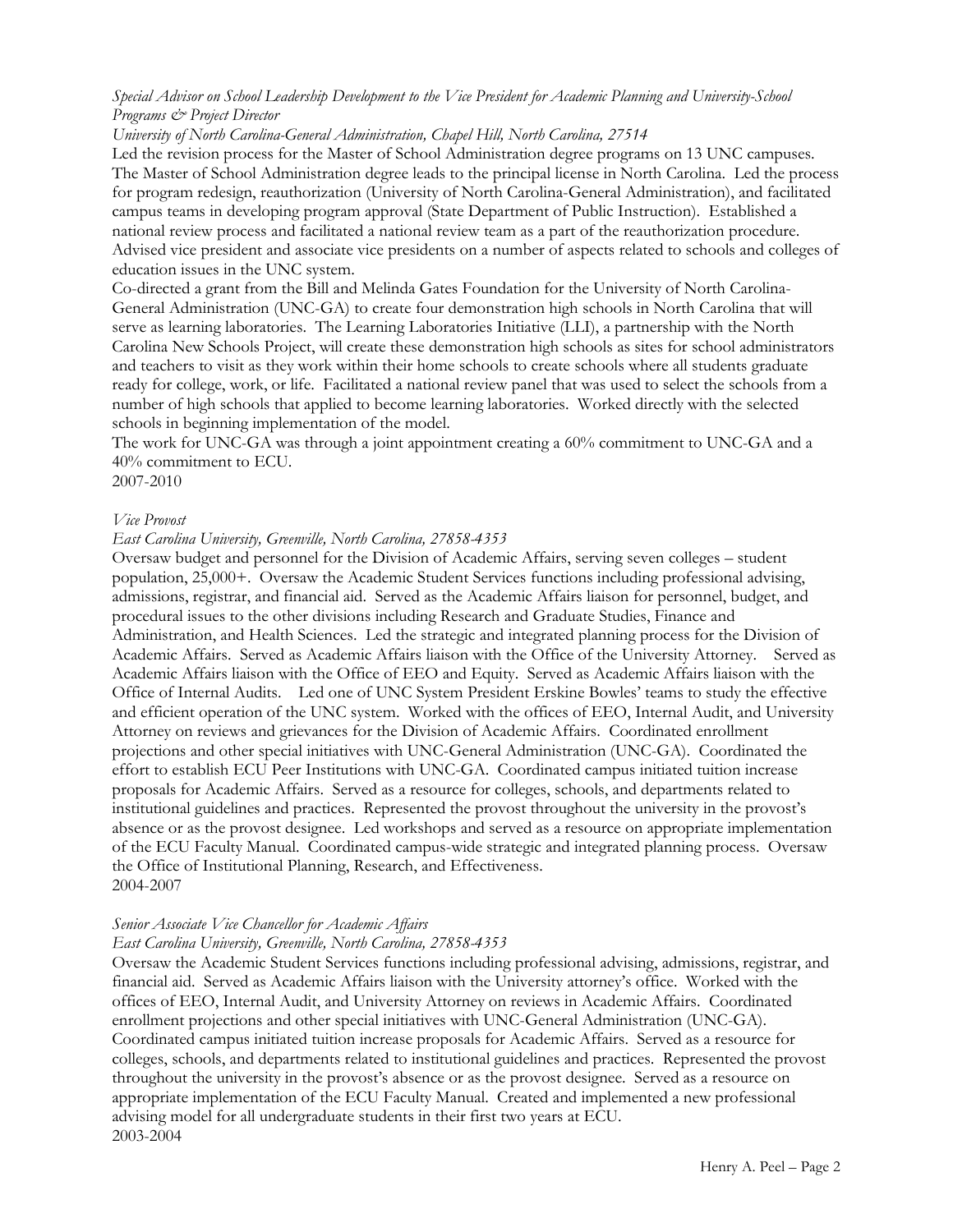*Special Advisor on School Leadership Development to the Vice President for Academic Planning and University-School Programs & Project Director*

*University of North Carolina-General Administration, Chapel Hill, North Carolina, 27514*

Led the revision process for the Master of School Administration degree programs on 13 UNC campuses. The Master of School Administration degree leads to the principal license in North Carolina. Led the process for program redesign, reauthorization (University of North Carolina-General Administration), and facilitated campus teams in developing program approval (State Department of Public Instruction). Established a national review process and facilitated a national review team as a part of the reauthorization procedure. Advised vice president and associate vice presidents on a number of aspects related to schools and colleges of education issues in the UNC system.

Co-directed a grant from the Bill and Melinda Gates Foundation for the University of North Carolina-General Administration (UNC-GA) to create four demonstration high schools in North Carolina that will serve as learning laboratories. The Learning Laboratories Initiative (LLI), a partnership with the North Carolina New Schools Project, will create these demonstration high schools as sites for school administrators and teachers to visit as they work within their home schools to create schools where all students graduate ready for college, work, or life. Facilitated a national review panel that was used to select the schools from a number of high schools that applied to become learning laboratories. Worked directly with the selected schools in beginning implementation of the model.

The work for UNC-GA was through a joint appointment creating a 60% commitment to UNC-GA and a 40% commitment to ECU.

2007-2010

*Vice Provost*

*East Carolina University, Greenville, North Carolina, 27858-4353*

Oversaw budget and personnel for the Division of Academic Affairs, serving seven colleges – student population, 25,000+. Oversaw the Academic Student Services functions including professional advising, admissions, registrar, and financial aid. Served as the Academic Affairs liaison for personnel, budget, and procedural issues to the other divisions including Research and Graduate Studies, Finance and Administration, and Health Sciences. Led the strategic and integrated planning process for the Division of Academic Affairs. Served as Academic Affairs liaison with the Office of the University Attorney. Served as Academic Affairs liaison with the Office of EEO and Equity. Served as Academic Affairs liaison with the Office of Internal Audits. Led one of UNC System President Erskine Bowles' teams to study the effective and efficient operation of the UNC system. Worked with the offices of EEO, Internal Audit, and University Attorney on reviews and grievances for the Division of Academic Affairs. Coordinated enrollment projections and other special initiatives with UNC-General Administration (UNC-GA). Coordinated the effort to establish ECU Peer Institutions with UNC-GA. Coordinated campus initiated tuition increase proposals for Academic Affairs. Served as a resource for colleges, schools, and departments related to institutional guidelines and practices. Represented the provost throughout the university in the provost's absence or as the provost designee. Led workshops and served as a resource on appropriate implementation of the ECU Faculty Manual. Coordinated campus-wide strategic and integrated planning process. Oversaw the Office of Institutional Planning, Research, and Effectiveness.

2004-2007

*Senior Associate Vice Chancellor for Academic Affairs*

*East Carolina University, Greenville, North Carolina, 27858-4353*

Oversaw the Academic Student Services functions including professional advising, admissions, registrar, and financial aid. Served as Academic Affairs liaison with the University attorney's office. Worked with the offices of EEO, Internal Audit, and University Attorney on reviews in Academic Affairs. Coordinated enrollment projections and other special initiatives with UNC-General Administration (UNC-GA). Coordinated campus initiated tuition increase proposals for Academic Affairs. Served as a resource for colleges, schools, and departments related to institutional guidelines and practices. Represented the provost throughout the university in the provost's absence or as the provost designee. Served as a resource on appropriate implementation of the ECU Faculty Manual. Created and implemented a new professional advising model for all undergraduate students in their first two years at ECU.

2003-2004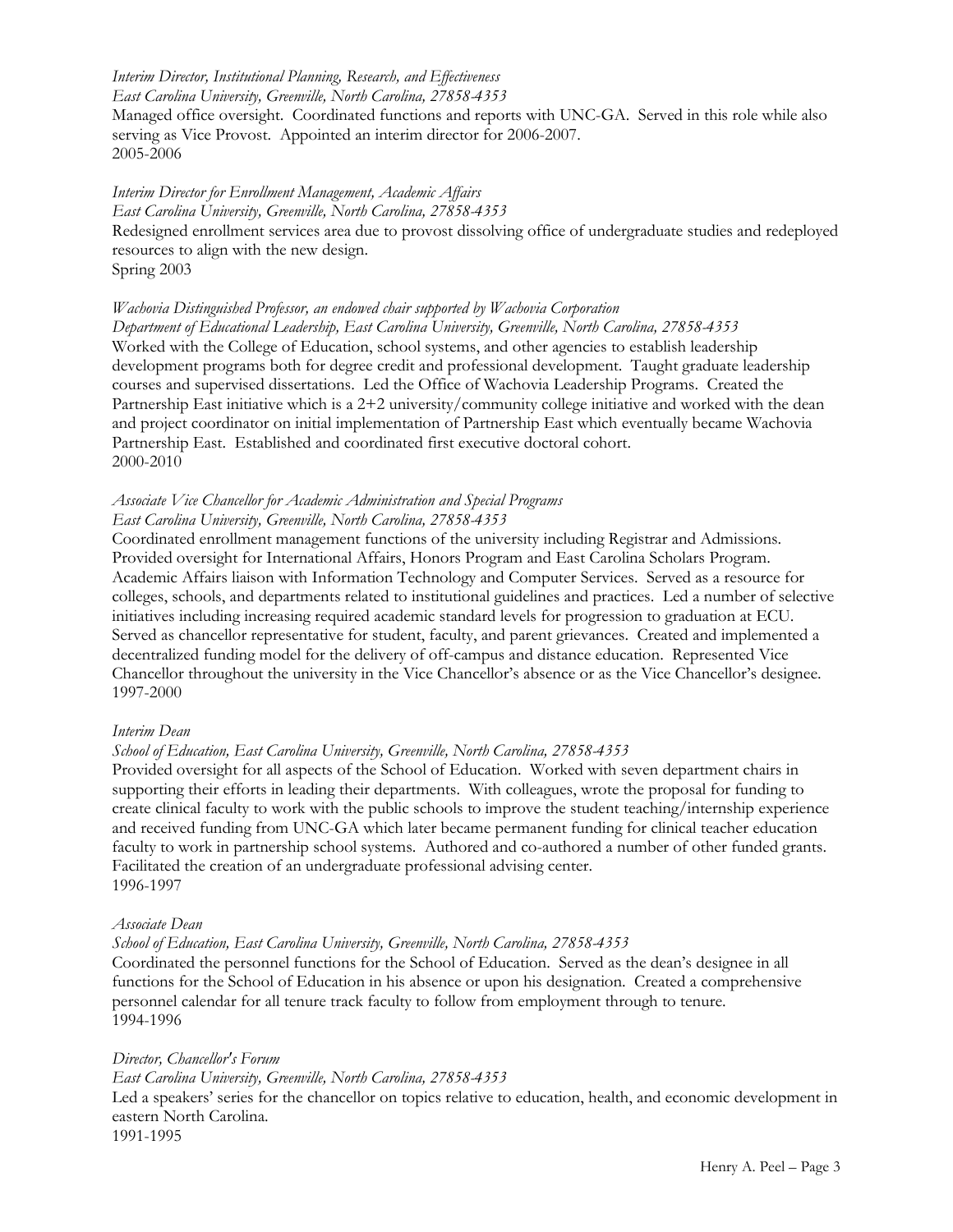*Interim Director, Institutional Planning, Research, and Effectiveness*
*East Carolina University, Greenville, North Carolina, 27858-4353*
Managed office oversight. Coordinated functions and reports with UNC-GA. Served in this role while also serving as Vice Provost. Appointed an interim director for 2006-2007.
2005-2006

*Interim Director for Enrollment Management, Academic Affairs*
*East Carolina University, Greenville, North Carolina, 27858-4353*
Redesigned enrollment services area due to provost dissolving office of undergraduate studies and redeployed resources to align with the new design.
Spring 2003

*Wachovia Distinguished Professor, an endowed chair supported by Wachovia Corporation*
*Department of Educational Leadership, East Carolina University, Greenville, North Carolina, 27858-4353*
Worked with the College of Education, school systems, and other agencies to establish leadership development programs both for degree credit and professional development. Taught graduate leadership courses and supervised dissertations. Led the Office of Wachovia Leadership Programs. Created the Partnership East initiative which is a 2+2 university/community college initiative and worked with the dean and project coordinator on initial implementation of Partnership East which eventually became Wachovia Partnership East. Established and coordinated first executive doctoral cohort.
2000-2010

*Associate Vice Chancellor for Academic Administration and Special Programs*
*East Carolina University, Greenville, North Carolina, 27858-4353*
Coordinated enrollment management functions of the university including Registrar and Admissions. Provided oversight for International Affairs, Honors Program and East Carolina Scholars Program. Academic Affairs liaison with Information Technology and Computer Services. Served as a resource for colleges, schools, and departments related to institutional guidelines and practices. Led a number of selective initiatives including increasing required academic standard levels for progression to graduation at ECU. Served as chancellor representative for student, faculty, and parent grievances. Created and implemented a decentralized funding model for the delivery of off-campus and distance education. Represented Vice Chancellor throughout the university in the Vice Chancellor's absence or as the Vice Chancellor's designee.
1997-2000

*Interim Dean*
*School of Education, East Carolina University, Greenville, North Carolina, 27858-4353*
Provided oversight for all aspects of the School of Education. Worked with seven department chairs in supporting their efforts in leading their departments. With colleagues, wrote the proposal for funding to create clinical faculty to work with the public schools to improve the student teaching/internship experience and received funding from UNC-GA which later became permanent funding for clinical teacher education faculty to work in partnership school systems. Authored and co-authored a number of other funded grants. Facilitated the creation of an undergraduate professional advising center.
1996-1997

*Associate Dean*
*School of Education, East Carolina University, Greenville, North Carolina, 27858-4353*
Coordinated the personnel functions for the School of Education. Served as the dean's designee in all functions for the School of Education in his absence or upon his designation. Created a comprehensive personnel calendar for all tenure track faculty to follow from employment through to tenure.
1994-1996

*Director, Chancellor's Forum*
*East Carolina University, Greenville, North Carolina, 27858-4353*
Led a speakers' series for the chancellor on topics relative to education, health, and economic development in eastern North Carolina.
1991-1995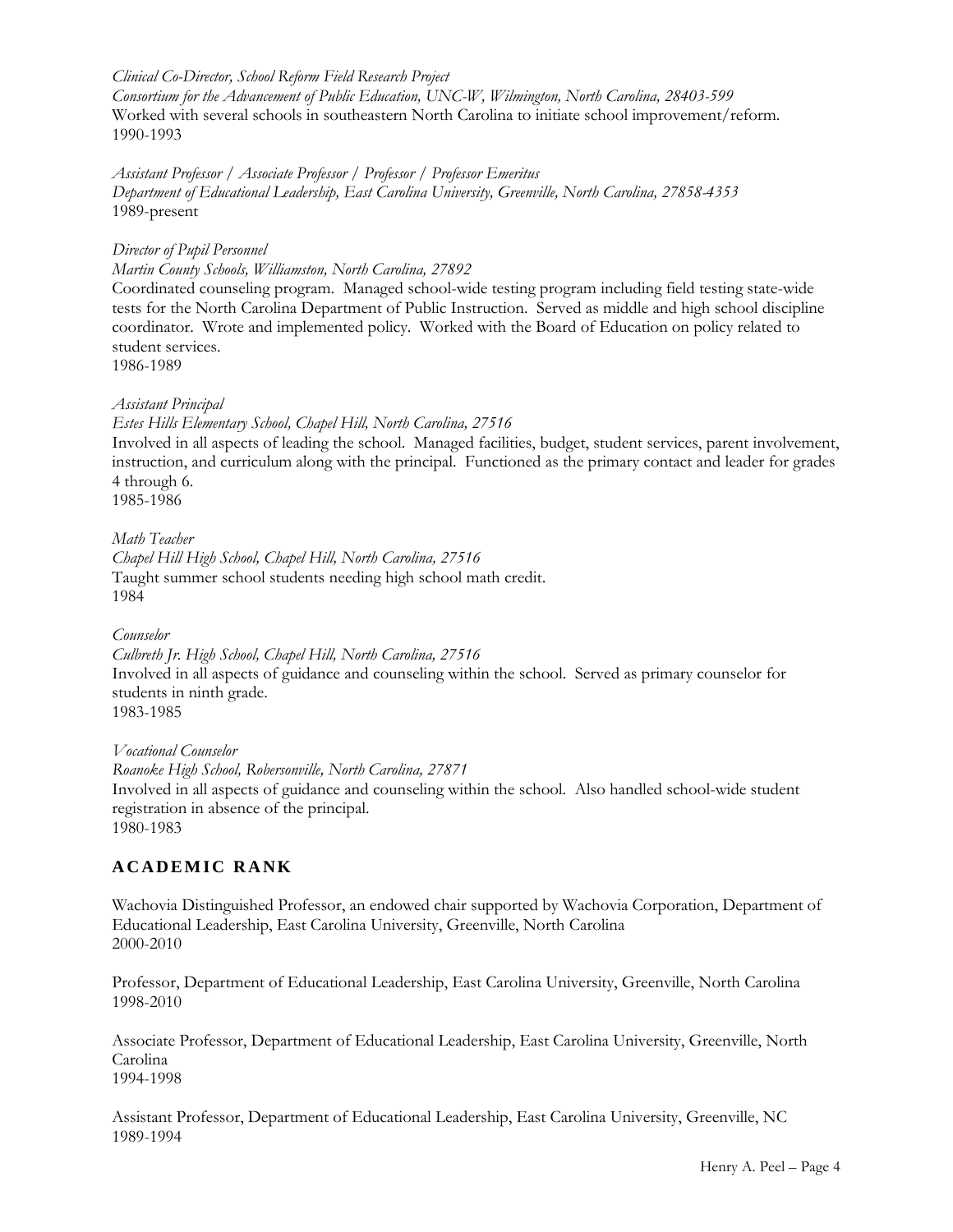*Clinical Co-Director, School Reform Field Research Project*
*Consortium for the Advancement of Public Education, UNC-W, Wilmington, North Carolina, 28403-599*
Worked with several schools in southeastern North Carolina to initiate school improvement/reform.
1990-1993

*Assistant Professor / Associate Professor / Professor / Professor Emeritus*
*Department of Educational Leadership, East Carolina University, Greenville, North Carolina, 27858-4353*
1989-present

*Director of Pupil Personnel*
*Martin County Schools, Williamston, North Carolina, 27892*
Coordinated counseling program. Managed school-wide testing program including field testing state-wide tests for the North Carolina Department of Public Instruction. Served as middle and high school discipline coordinator. Wrote and implemented policy. Worked with the Board of Education on policy related to student services.
1986-1989

*Assistant Principal*
*Estes Hills Elementary School, Chapel Hill, North Carolina, 27516*
Involved in all aspects of leading the school. Managed facilities, budget, student services, parent involvement, instruction, and curriculum along with the principal. Functioned as the primary contact and leader for grades 4 through 6.
1985-1986

*Math Teacher*
*Chapel Hill High School, Chapel Hill, North Carolina, 27516*
Taught summer school students needing high school math credit.
1984

*Counselor*
*Culbreth Jr. High School, Chapel Hill, North Carolina, 27516*
Involved in all aspects of guidance and counseling within the school. Served as primary counselor for students in ninth grade.
1983-1985

*Vocational Counselor*
*Roanoke High School, Robersonville, North Carolina, 27871*
Involved in all aspects of guidance and counseling within the school. Also handled school-wide student registration in absence of the principal.
1980-1983

## ACADEMIC RANK

Wachovia Distinguished Professor, an endowed chair supported by Wachovia Corporation, Department of Educational Leadership, East Carolina University, Greenville, North Carolina
2000-2010

Professor, Department of Educational Leadership, East Carolina University, Greenville, North Carolina
1998-2010

Associate Professor, Department of Educational Leadership, East Carolina University, Greenville, North Carolina
1994-1998

Assistant Professor, Department of Educational Leadership, East Carolina University, Greenville, NC
1989-1994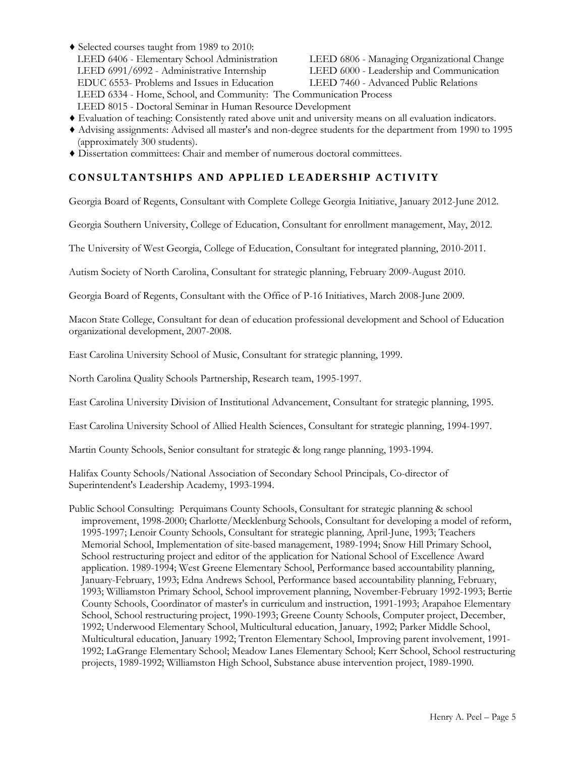- Selected courses taught from 1989 to 2010:
  - LEED 6406 - Elementary School Administration
  - LEED 6806 - Managing Organizational Change
  - LEED 6991/6992 - Administrative Internship
  - LEED 6000 - Leadership and Communication
  - EDUC 6553- Problems and Issues in Education
  - LEED 7460 - Advanced Public Relations
  - LEED 6334 - Home, School, and Community: The Communication Process
  - LEED 8015 - Doctoral Seminar in Human Resource Development
- Evaluation of teaching: Consistently rated above unit and university means on all evaluation indicators.
- Advising assignments: Advised all master's and non-degree students for the department from 1990 to 1995 (approximately 300 students).
- Dissertation committees: Chair and member of numerous doctoral committees.

## CONSULTANTSHIPS AND APPLIED LEADERSHIP ACTIVITY

Georgia Board of Regents, Consultant with Complete College Georgia Initiative, January 2012-June 2012.

Georgia Southern University, College of Education, Consultant for enrollment management, May, 2012.

The University of West Georgia, College of Education, Consultant for integrated planning, 2010-2011.

Autism Society of North Carolina, Consultant for strategic planning, February 2009-August 2010.

Georgia Board of Regents, Consultant with the Office of P-16 Initiatives, March 2008-June 2009.

Macon State College, Consultant for dean of education professional development and School of Education organizational development, 2007-2008.

East Carolina University School of Music, Consultant for strategic planning, 1999.

North Carolina Quality Schools Partnership, Research team, 1995-1997.

East Carolina University Division of Institutional Advancement, Consultant for strategic planning, 1995.

East Carolina University School of Allied Health Sciences, Consultant for strategic planning, 1994-1997.

Martin County Schools, Senior consultant for strategic & long range planning, 1993-1994.

Halifax County Schools/National Association of Secondary School Principals, Co-director of Superintendent's Leadership Academy, 1993-1994.

Public School Consulting: Perquimans County Schools, Consultant for strategic planning & school improvement, 1998-2000; Charlotte/Mecklenburg Schools, Consultant for developing a model of reform, 1995-1997; Lenoir County Schools, Consultant for strategic planning, April-June, 1993; Teachers Memorial School, Implementation of site-based management, 1989-1994; Snow Hill Primary School, School restructuring project and editor of the application for National School of Excellence Award application. 1989-1994; West Greene Elementary School, Performance based accountability planning, January-February, 1993; Edna Andrews School, Performance based accountability planning, February, 1993; Williamston Primary School, School improvement planning, November-February 1992-1993; Bertie County Schools, Coordinator of master's in curriculum and instruction, 1991-1993; Arapahoe Elementary School, School restructuring project, 1990-1993; Greene County Schools, Computer project, December, 1992; Underwood Elementary School, Multicultural education, January, 1992; Parker Middle School, Multicultural education, January 1992; Trenton Elementary School, Improving parent involvement, 1991-1992; LaGrange Elementary School; Meadow Lanes Elementary School; Kerr School, School restructuring projects, 1989-1992; Williamston High School, Substance abuse intervention project, 1989-1990.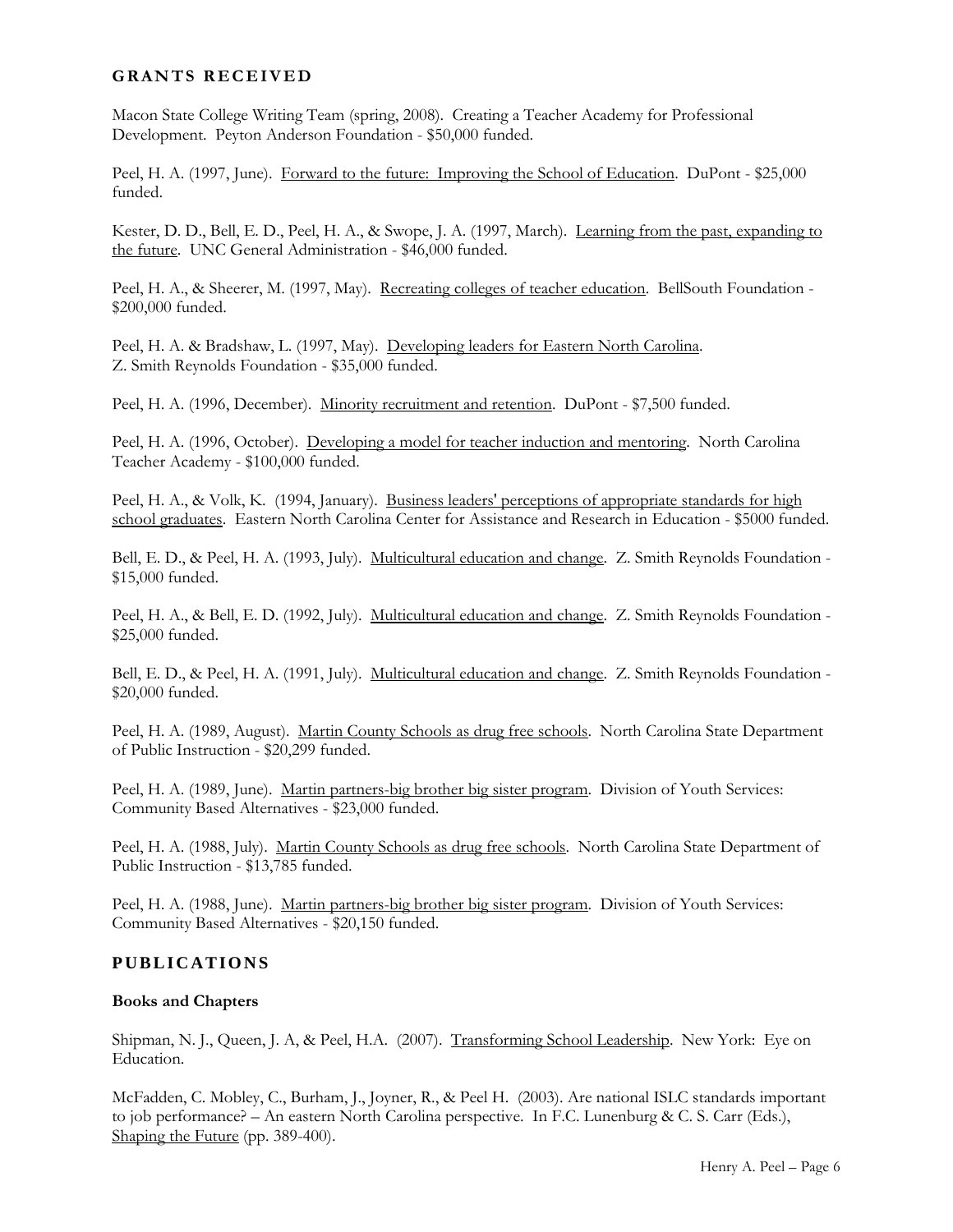## GRANTS RECEIVED

Macon State College Writing Team (spring, 2008). Creating a Teacher Academy for Professional Development. Peyton Anderson Foundation - $50,000 funded.

Peel, H. A. (1997, June). <u>Forward to the future: Improving the School of Education</u>. DuPont - $25,000 funded.

Kester, D. D., Bell, E. D., Peel, H. A., & Swope, J. A. (1997, March). <u>Learning from the past, expanding to the future</u>. UNC General Administration - $46,000 funded.

Peel, H. A., & Sheerer, M. (1997, May). <u>Recreating colleges of teacher education</u>. BellSouth Foundation - $200,000 funded.

Peel, H. A. & Bradshaw, L. (1997, May). <u>Developing leaders for Eastern North Carolina</u>. Z. Smith Reynolds Foundation - $35,000 funded.

Peel, H. A. (1996, December). <u>Minority recruitment and retention</u>. DuPont - $7,500 funded.

Peel, H. A. (1996, October). <u>Developing a model for teacher induction and mentoring</u>. North Carolina Teacher Academy - $100,000 funded.

Peel, H. A., & Volk, K. (1994, January). <u>Business leaders' perceptions of appropriate standards for high school graduates</u>. Eastern North Carolina Center for Assistance and Research in Education - $5000 funded.

Bell, E. D., & Peel, H. A. (1993, July). <u>Multicultural education and change</u>. Z. Smith Reynolds Foundation - $15,000 funded.

Peel, H. A., & Bell, E. D. (1992, July). <u>Multicultural education and change</u>. Z. Smith Reynolds Foundation - $25,000 funded.

Bell, E. D., & Peel, H. A. (1991, July). <u>Multicultural education and change</u>. Z. Smith Reynolds Foundation - $20,000 funded.

Peel, H. A. (1989, August). <u>Martin County Schools as drug free schools</u>. North Carolina State Department of Public Instruction - $20,299 funded.

Peel, H. A. (1989, June). <u>Martin partners-big brother big sister program</u>. Division of Youth Services: Community Based Alternatives - $23,000 funded.

Peel, H. A. (1988, July). <u>Martin County Schools as drug free schools</u>. North Carolina State Department of Public Instruction - $13,785 funded.

Peel, H. A. (1988, June). <u>Martin partners-big brother big sister program</u>. Division of Youth Services: Community Based Alternatives - $20,150 funded.

## PUBLICATIONS

### Books and Chapters

Shipman, N. J., Queen, J. A, & Peel, H.A. (2007). <u>Transforming School Leadership</u>. New York: Eye on Education.

McFadden, C. Mobley, C., Burham, J., Joyner, R., & Peel H. (2003). Are national ISLC standards important to job performance? – An eastern North Carolina perspective. In F.C. Lunenburg & C. S. Carr (Eds.), <u>Shaping the Future</u> (pp. 389-400).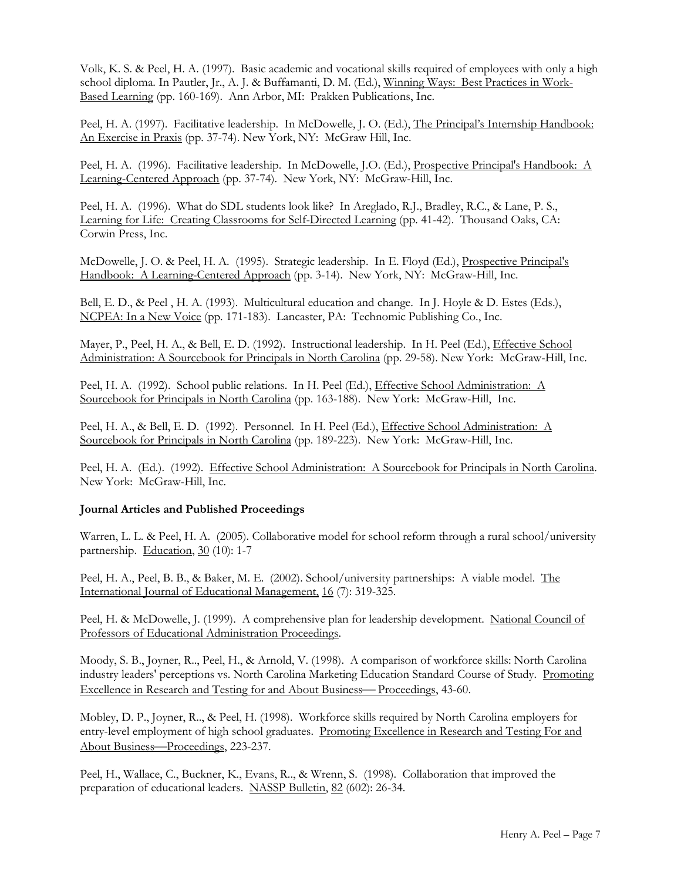Volk, K. S. & Peel, H. A. (1997). Basic academic and vocational skills required of employees with only a high school diploma. In Pautler, Jr., A. J. & Buffamanti, D. M. (Ed.), Winning Ways: Best Practices in Work-Based Learning (pp. 160-169). Ann Arbor, MI: Prakken Publications, Inc.

Peel, H. A. (1997). Facilitative leadership. In McDowelle, J. O. (Ed.), The Principal's Internship Handbook: An Exercise in Praxis (pp. 37-74). New York, NY: McGraw Hill, Inc.

Peel, H. A. (1996). Facilitative leadership. In McDowelle, J.O. (Ed.), Prospective Principal's Handbook: A Learning-Centered Approach (pp. 37-74). New York, NY: McGraw-Hill, Inc.

Peel, H. A. (1996). What do SDL students look like? In Areglado, R.J., Bradley, R.C., & Lane, P. S., Learning for Life: Creating Classrooms for Self-Directed Learning (pp. 41-42). Thousand Oaks, CA: Corwin Press, Inc.

McDowelle, J. O. & Peel, H. A. (1995). Strategic leadership. In E. Floyd (Ed.), Prospective Principal's Handbook: A Learning-Centered Approach (pp. 3-14). New York, NY: McGraw-Hill, Inc.

Bell, E. D., & Peel , H. A. (1993). Multicultural education and change. In J. Hoyle & D. Estes (Eds.), NCPEA: In a New Voice (pp. 171-183). Lancaster, PA: Technomic Publishing Co., Inc.

Mayer, P., Peel, H. A., & Bell, E. D. (1992). Instructional leadership. In H. Peel (Ed.), Effective School Administration: A Sourcebook for Principals in North Carolina (pp. 29-58). New York: McGraw-Hill, Inc.

Peel, H. A. (1992). School public relations. In H. Peel (Ed.), Effective School Administration: A Sourcebook for Principals in North Carolina (pp. 163-188). New York: McGraw-Hill, Inc.

Peel, H. A., & Bell, E. D. (1992). Personnel. In H. Peel (Ed.), Effective School Administration: A Sourcebook for Principals in North Carolina (pp. 189-223). New York: McGraw-Hill, Inc.

Peel, H. A. (Ed.). (1992). Effective School Administration: A Sourcebook for Principals in North Carolina. New York: McGraw-Hill, Inc.

**Journal Articles and Published Proceedings**

Warren, L. L. & Peel, H. A. (2005). Collaborative model for school reform through a rural school/university partnership. Education, 30 (10): 1-7

Peel, H. A., Peel, B. B., & Baker, M. E. (2002). School/university partnerships: A viable model. The International Journal of Educational Management, 16 (7): 319-325.

Peel, H. & McDowelle, J. (1999). A comprehensive plan for leadership development. National Council of Professors of Educational Administration Proceedings.

Moody, S. B., Joyner, R.., Peel, H., & Arnold, V. (1998). A comparison of workforce skills: North Carolina industry leaders' perceptions vs. North Carolina Marketing Education Standard Course of Study. Promoting Excellence in Research and Testing for and About Business— Proceedings, 43-60.

Mobley, D. P., Joyner, R.., & Peel, H. (1998). Workforce skills required by North Carolina employers for entry-level employment of high school graduates. Promoting Excellence in Research and Testing For and About Business—Proceedings, 223-237.

Peel, H., Wallace, C., Buckner, K., Evans, R., & Wrenn, S. (1998). Collaboration that improved the preparation of educational leaders. NASSP Bulletin, 82 (602): 26-34.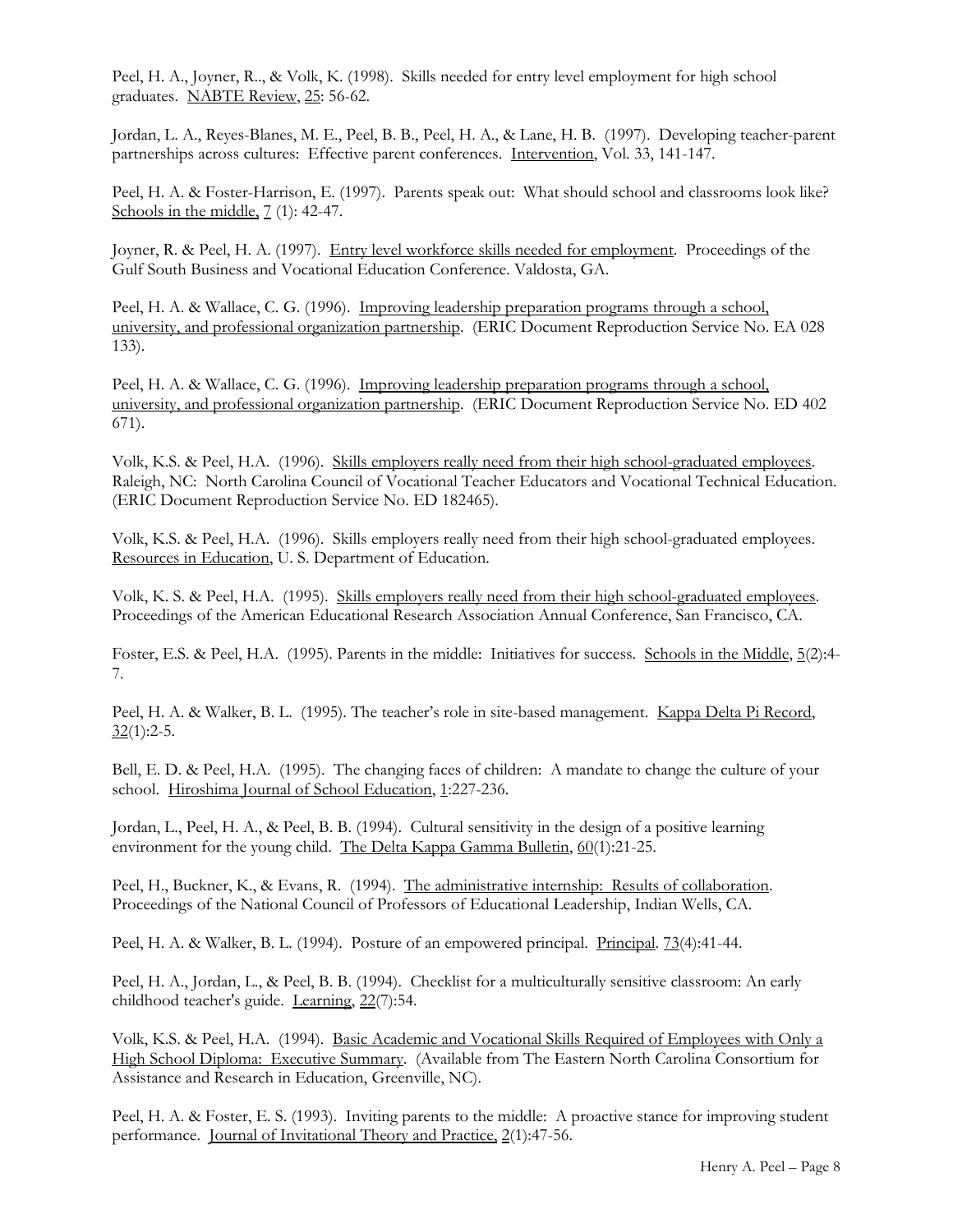Peel, H. A., Joyner, R.., & Volk, K. (1998). Skills needed for entry level employment for high school graduates. NABTE Review, 25: 56-62.

Jordan, L. A., Reyes-Blanes, M. E., Peel, B. B., Peel, H. A., & Lane, H. B. (1997). Developing teacher-parent partnerships across cultures: Effective parent conferences. Intervention, Vol. 33, 141-147.

Peel, H. A. & Foster-Harrison, E. (1997). Parents speak out: What should school and classrooms look like? Schools in the middle, 7 (1): 42-47.

Joyner, R. & Peel, H. A. (1997). Entry level workforce skills needed for employment. Proceedings of the Gulf South Business and Vocational Education Conference. Valdosta, GA.

Peel, H. A. & Wallace, C. G. (1996). Improving leadership preparation programs through a school, university, and professional organization partnership. (ERIC Document Reproduction Service No. EA 028 133).

Peel, H. A. & Wallace, C. G. (1996). Improving leadership preparation programs through a school, university, and professional organization partnership. (ERIC Document Reproduction Service No. ED 402 671).

Volk, K.S. & Peel, H.A. (1996). Skills employers really need from their high school-graduated employees. Raleigh, NC: North Carolina Council of Vocational Teacher Educators and Vocational Technical Education. (ERIC Document Reproduction Service No. ED 182465).

Volk, K.S. & Peel, H.A. (1996). Skills employers really need from their high school-graduated employees. Resources in Education, U. S. Department of Education.

Volk, K. S. & Peel, H.A. (1995). Skills employers really need from their high school-graduated employees. Proceedings of the American Educational Research Association Annual Conference, San Francisco, CA.

Foster, E.S. & Peel, H.A. (1995). Parents in the middle: Initiatives for success. Schools in the Middle, 5(2):4-7.

Peel, H. A. & Walker, B. L. (1995). The teacher's role in site-based management. Kappa Delta Pi Record, 32(1):2-5.

Bell, E. D. & Peel, H.A. (1995). The changing faces of children: A mandate to change the culture of your school. Hiroshima Journal of School Education, 1:227-236.

Jordan, L., Peel, H. A., & Peel, B. B. (1994). Cultural sensitivity in the design of a positive learning environment for the young child. The Delta Kappa Gamma Bulletin, 60(1):21-25.

Peel, H., Buckner, K., & Evans, R. (1994). The administrative internship: Results of collaboration. Proceedings of the National Council of Professors of Educational Leadership, Indian Wells, CA.

Peel, H. A. & Walker, B. L. (1994). Posture of an empowered principal. Principal. 73(4):41-44.

Peel, H. A., Jordan, L., & Peel, B. B. (1994). Checklist for a multiculturally sensitive classroom: An early childhood teacher's guide. Learning, 22(7):54.

Volk, K.S. & Peel, H.A. (1994). Basic Academic and Vocational Skills Required of Employees with Only a High School Diploma: Executive Summary. (Available from The Eastern North Carolina Consortium for Assistance and Research in Education, Greenville, NC).

Peel, H. A. & Foster, E. S. (1993). Inviting parents to the middle: A proactive stance for improving student performance. Journal of Invitational Theory and Practice, 2(1):47-56.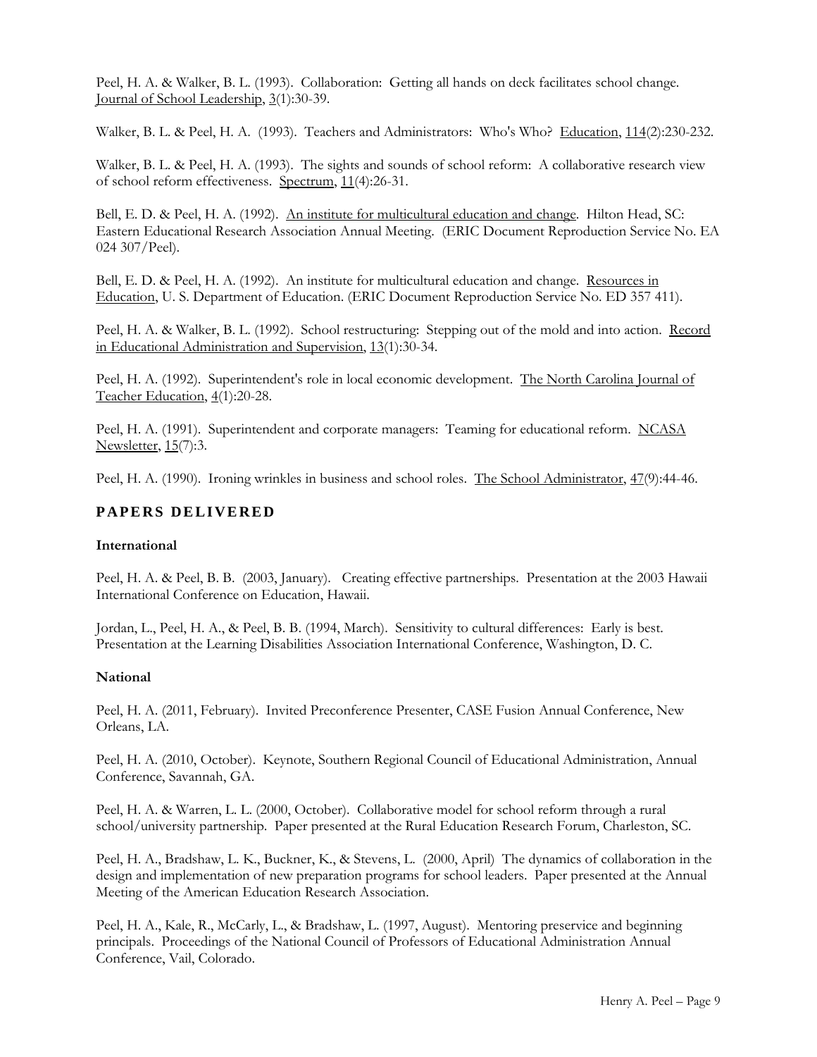Peel, H. A. & Walker, B. L. (1993). Collaboration: Getting all hands on deck facilitates school change. Journal of School Leadership, 3(1):30-39.

Walker, B. L. & Peel, H. A. (1993). Teachers and Administrators: Who's Who? Education, 114(2):230-232.

Walker, B. L. & Peel, H. A. (1993). The sights and sounds of school reform: A collaborative research view of school reform effectiveness. Spectrum, 11(4):26-31.

Bell, E. D. & Peel, H. A. (1992). An institute for multicultural education and change. Hilton Head, SC: Eastern Educational Research Association Annual Meeting. (ERIC Document Reproduction Service No. EA 024 307/Peel).

Bell, E. D. & Peel, H. A. (1992). An institute for multicultural education and change. Resources in Education, U. S. Department of Education. (ERIC Document Reproduction Service No. ED 357 411).

Peel, H. A. & Walker, B. L. (1992). School restructuring: Stepping out of the mold and into action. Record in Educational Administration and Supervision, 13(1):30-34.

Peel, H. A. (1992). Superintendent's role in local economic development. The North Carolina Journal of Teacher Education, 4(1):20-28.

Peel, H. A. (1991). Superintendent and corporate managers: Teaming for educational reform. NCASA Newsletter, 15(7):3.

Peel, H. A. (1990). Ironing wrinkles in business and school roles. The School Administrator, 47(9):44-46.

## PAPERS DELIVERED

### International

Peel, H. A. & Peel, B. B. (2003, January). Creating effective partnerships. Presentation at the 2003 Hawaii International Conference on Education, Hawaii.

Jordan, L., Peel, H. A., & Peel, B. B. (1994, March). Sensitivity to cultural differences: Early is best. Presentation at the Learning Disabilities Association International Conference, Washington, D. C.

### National

Peel, H. A. (2011, February). Invited Preconference Presenter, CASE Fusion Annual Conference, New Orleans, LA.

Peel, H. A. (2010, October). Keynote, Southern Regional Council of Educational Administration, Annual Conference, Savannah, GA.

Peel, H. A. & Warren, L. L. (2000, October). Collaborative model for school reform through a rural school/university partnership. Paper presented at the Rural Education Research Forum, Charleston, SC.

Peel, H. A., Bradshaw, L. K., Buckner, K., & Stevens, L. (2000, April) The dynamics of collaboration in the design and implementation of new preparation programs for school leaders. Paper presented at the Annual Meeting of the American Education Research Association.

Peel, H. A., Kale, R., McCarly, L., & Bradshaw, L. (1997, August). Mentoring preservice and beginning principals. Proceedings of the National Council of Professors of Educational Administration Annual Conference, Vail, Colorado.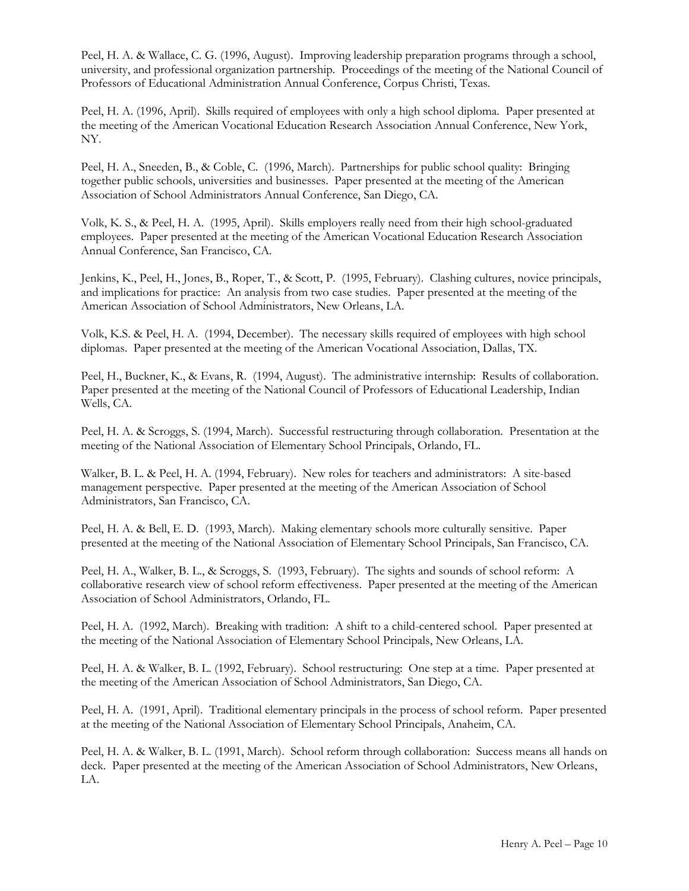Peel, H. A. & Wallace, C. G. (1996, August). Improving leadership preparation programs through a school, university, and professional organization partnership. Proceedings of the meeting of the National Council of Professors of Educational Administration Annual Conference, Corpus Christi, Texas.

Peel, H. A. (1996, April). Skills required of employees with only a high school diploma. Paper presented at the meeting of the American Vocational Education Research Association Annual Conference, New York, NY.

Peel, H. A., Sneeden, B., & Coble, C. (1996, March). Partnerships for public school quality: Bringing together public schools, universities and businesses. Paper presented at the meeting of the American Association of School Administrators Annual Conference, San Diego, CA.

Volk, K. S., & Peel, H. A. (1995, April). Skills employers really need from their high school-graduated employees. Paper presented at the meeting of the American Vocational Education Research Association Annual Conference, San Francisco, CA.

Jenkins, K., Peel, H., Jones, B., Roper, T., & Scott, P. (1995, February). Clashing cultures, novice principals, and implications for practice: An analysis from two case studies. Paper presented at the meeting of the American Association of School Administrators, New Orleans, LA.

Volk, K.S. & Peel, H. A. (1994, December). The necessary skills required of employees with high school diplomas. Paper presented at the meeting of the American Vocational Association, Dallas, TX.

Peel, H., Buckner, K., & Evans, R. (1994, August). The administrative internship: Results of collaboration. Paper presented at the meeting of the National Council of Professors of Educational Leadership, Indian Wells, CA.

Peel, H. A. & Scroggs, S. (1994, March). Successful restructuring through collaboration. Presentation at the meeting of the National Association of Elementary School Principals, Orlando, FL.

Walker, B. L. & Peel, H. A. (1994, February). New roles for teachers and administrators: A site-based management perspective. Paper presented at the meeting of the American Association of School Administrators, San Francisco, CA.

Peel, H. A. & Bell, E. D. (1993, March). Making elementary schools more culturally sensitive. Paper presented at the meeting of the National Association of Elementary School Principals, San Francisco, CA.

Peel, H. A., Walker, B. L., & Scroggs, S. (1993, February). The sights and sounds of school reform: A collaborative research view of school reform effectiveness. Paper presented at the meeting of the American Association of School Administrators, Orlando, FL.

Peel, H. A. (1992, March). Breaking with tradition: A shift to a child-centered school. Paper presented at the meeting of the National Association of Elementary School Principals, New Orleans, LA.

Peel, H. A. & Walker, B. L. (1992, February). School restructuring: One step at a time. Paper presented at the meeting of the American Association of School Administrators, San Diego, CA.

Peel, H. A. (1991, April). Traditional elementary principals in the process of school reform. Paper presented at the meeting of the National Association of Elementary School Principals, Anaheim, CA.

Peel, H. A. & Walker, B. L. (1991, March). School reform through collaboration: Success means all hands on deck. Paper presented at the meeting of the American Association of School Administrators, New Orleans, LA.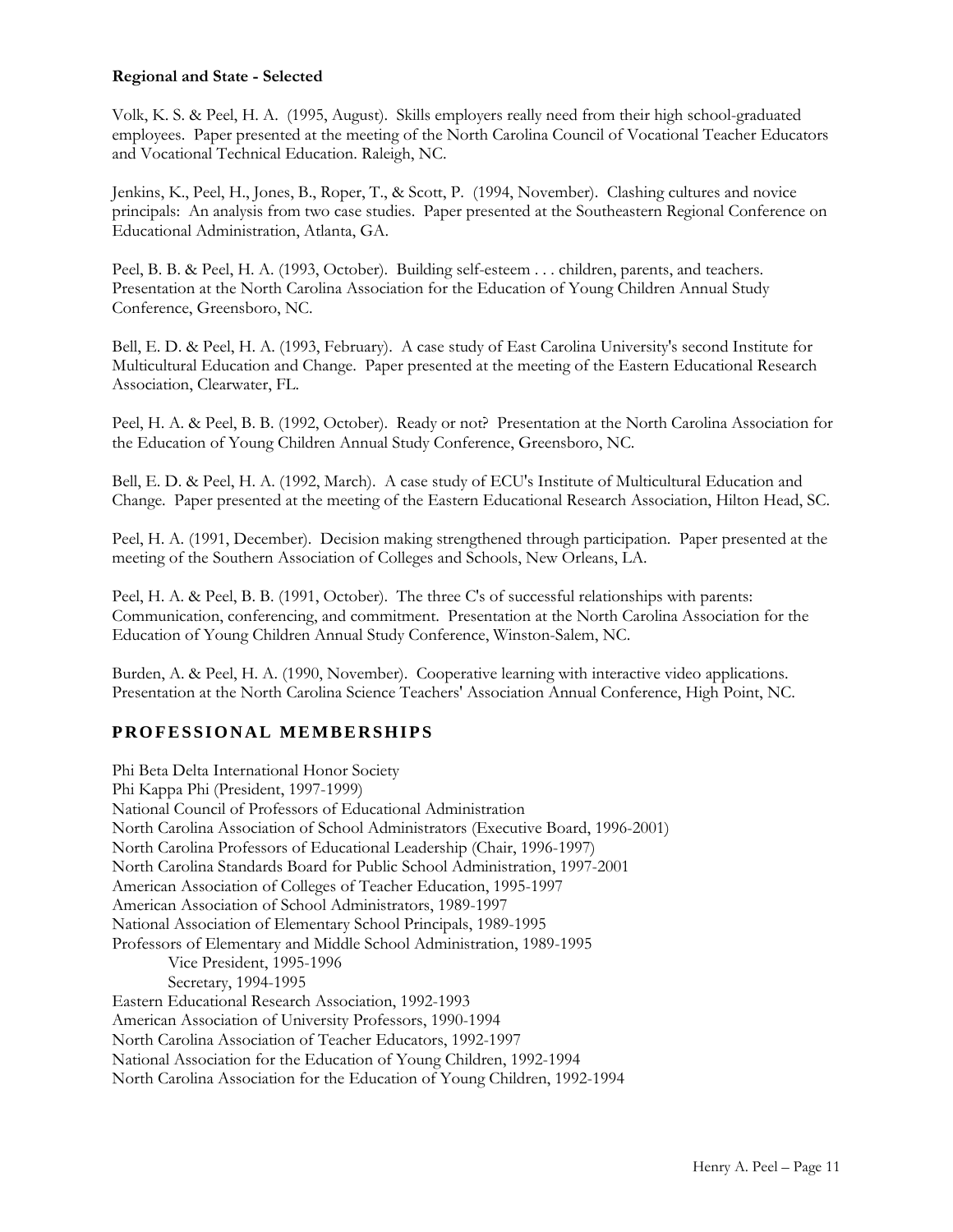**Regional and State - Selected**

Volk, K. S. & Peel, H. A. (1995, August). Skills employers really need from their high school-graduated employees. Paper presented at the meeting of the North Carolina Council of Vocational Teacher Educators and Vocational Technical Education. Raleigh, NC.

Jenkins, K., Peel, H., Jones, B., Roper, T., & Scott, P. (1994, November). Clashing cultures and novice principals: An analysis from two case studies. Paper presented at the Southeastern Regional Conference on Educational Administration, Atlanta, GA.

Peel, B. B. & Peel, H. A. (1993, October). Building self-esteem . . . children, parents, and teachers. Presentation at the North Carolina Association for the Education of Young Children Annual Study Conference, Greensboro, NC.

Bell, E. D. & Peel, H. A. (1993, February). A case study of East Carolina University's second Institute for Multicultural Education and Change. Paper presented at the meeting of the Eastern Educational Research Association, Clearwater, FL.

Peel, H. A. & Peel, B. B. (1992, October). Ready or not? Presentation at the North Carolina Association for the Education of Young Children Annual Study Conference, Greensboro, NC.

Bell, E. D. & Peel, H. A. (1992, March). A case study of ECU's Institute of Multicultural Education and Change. Paper presented at the meeting of the Eastern Educational Research Association, Hilton Head, SC.

Peel, H. A. (1991, December). Decision making strengthened through participation. Paper presented at the meeting of the Southern Association of Colleges and Schools, New Orleans, LA.

Peel, H. A. & Peel, B. B. (1991, October). The three C's of successful relationships with parents: Communication, conferencing, and commitment. Presentation at the North Carolina Association for the Education of Young Children Annual Study Conference, Winston-Salem, NC.

Burden, A. & Peel, H. A. (1990, November). Cooperative learning with interactive video applications. Presentation at the North Carolina Science Teachers' Association Annual Conference, High Point, NC.

## PROFESSIONAL MEMBERSHIPS

Phi Beta Delta International Honor Society
Phi Kappa Phi (President, 1997-1999)
National Council of Professors of Educational Administration
North Carolina Association of School Administrators (Executive Board, 1996-2001)
North Carolina Professors of Educational Leadership (Chair, 1996-1997)
North Carolina Standards Board for Public School Administration, 1997-2001
American Association of Colleges of Teacher Education, 1995-1997
American Association of School Administrators, 1989-1997
National Association of Elementary School Principals, 1989-1995
Professors of Elementary and Middle School Administration, 1989-1995
    Vice President, 1995-1996
    Secretary, 1994-1995
Eastern Educational Research Association, 1992-1993
American Association of University Professors, 1990-1994
North Carolina Association of Teacher Educators, 1992-1997
National Association for the Education of Young Children, 1992-1994
North Carolina Association for the Education of Young Children, 1992-1994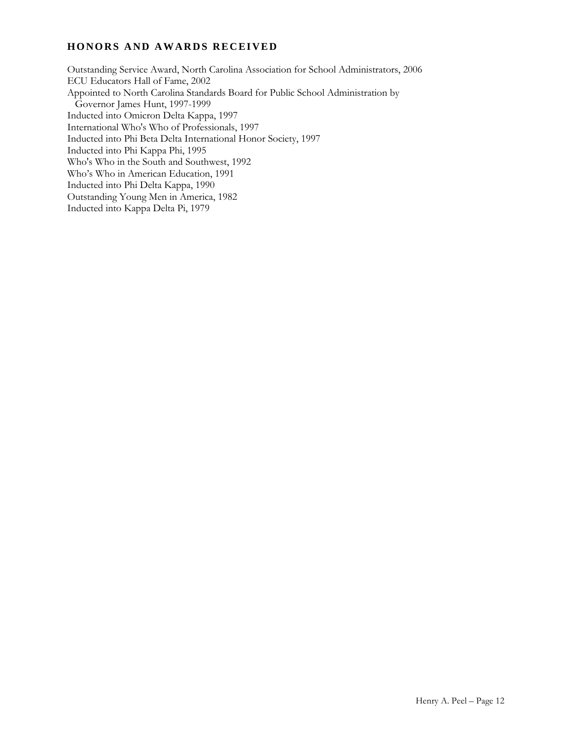## HONORS AND AWARDS RECEIVED

Outstanding Service Award, North Carolina Association for School Administrators, 2006
ECU Educators Hall of Fame, 2002
Appointed to North Carolina Standards Board for Public School Administration by Governor James Hunt, 1997-1999
Inducted into Omicron Delta Kappa, 1997
International Who's Who of Professionals, 1997
Inducted into Phi Beta Delta International Honor Society, 1997
Inducted into Phi Kappa Phi, 1995
Who's Who in the South and Southwest, 1992
Who's Who in American Education, 1991
Inducted into Phi Delta Kappa, 1990
Outstanding Young Men in America, 1982
Inducted into Kappa Delta Pi, 1979